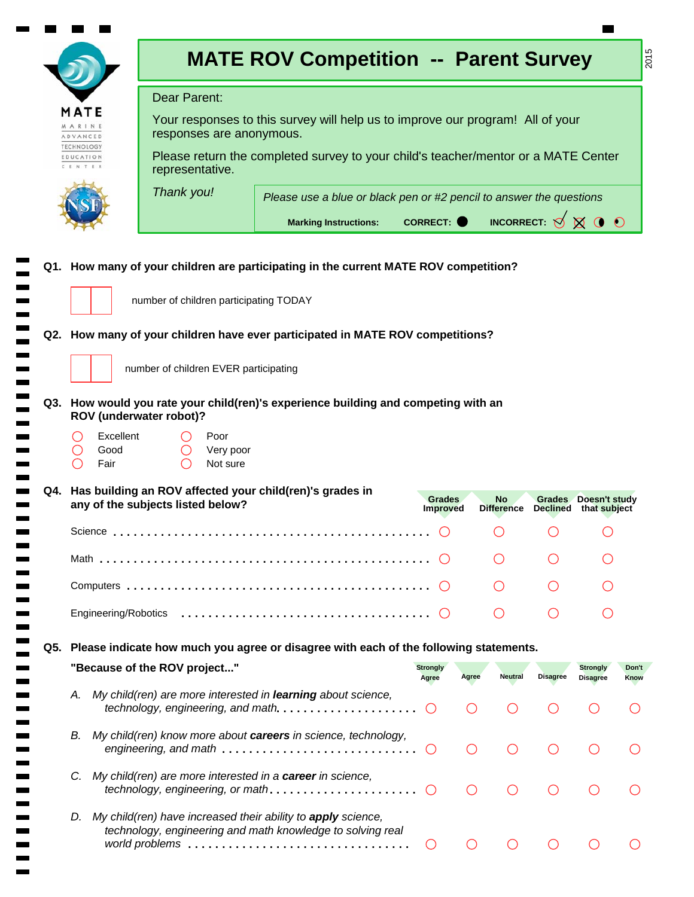# MATE ROV Competition -- Parent Survey

2015

Dear Parent:

Your responses to this survey will help us to improve our program! All of your responses are anonymous.

Please return the completed survey to your child's teacher/mentor or a MATE Center representative.

*Thank you!*

*Please use a blue or black pen or #2 pencil to answer the questions*

**Marking Instructions:** **CORRECT:** ● **INCORRECT:** ✓ ☒ ◐ ⊙

**Q1. How many of your children are participating in the current MATE ROV competition?**

☐☐ number of children participating TODAY

**Q2. How many of your children have ever participated in MATE ROV competitions?**

☐☐ number of children EVER participating

**Q3. How would you rate your child(ren)'s experience building and competing with an ROV (underwater robot)?**

- ○ Excellent
- ○ Good
- ○ Fair
- ○ Poor
- ○ Very poor
- ○ Not sure

**Q4. Has building an ROV affected your child(ren)'s grades in any of the subjects listed below?**

| | Grades Improved | No Difference | Grades Declined | Doesn't study that subject |
|---|---|---|---|---|
| Science | ○ | ○ | ○ | ○ |
| Math | ○ | ○ | ○ | ○ |
| Computers | ○ | ○ | ○ | ○ |
| Engineering/Robotics | ○ | ○ | ○ | ○ |

**Q5. Please indicate how much you agree or disagree with each of the following statements.**

**"Because of the ROV project..."**

| | Strongly Agree | Agree | Neutral | Disagree | Strongly Disagree | Don't Know |
|---|---|---|---|---|---|---|
| A. *My child(ren) are more interested in **learning** about science, technology, engineering, and math.* | ○ | ○ | ○ | ○ | ○ | ○ |
| B. *My child(ren) know more about **careers** in science, technology, engineering, and math* | ○ | ○ | ○ | ○ | ○ | ○ |
| C. *My child(ren) are more interested in a **career** in science, technology, engineering, or math.* | ○ | ○ | ○ | ○ | ○ | ○ |
| D. *My child(ren) have increased their ability to **apply** science, technology, engineering and math knowledge to solving real world problems* | ○ | ○ | ○ | ○ | ○ | ○ |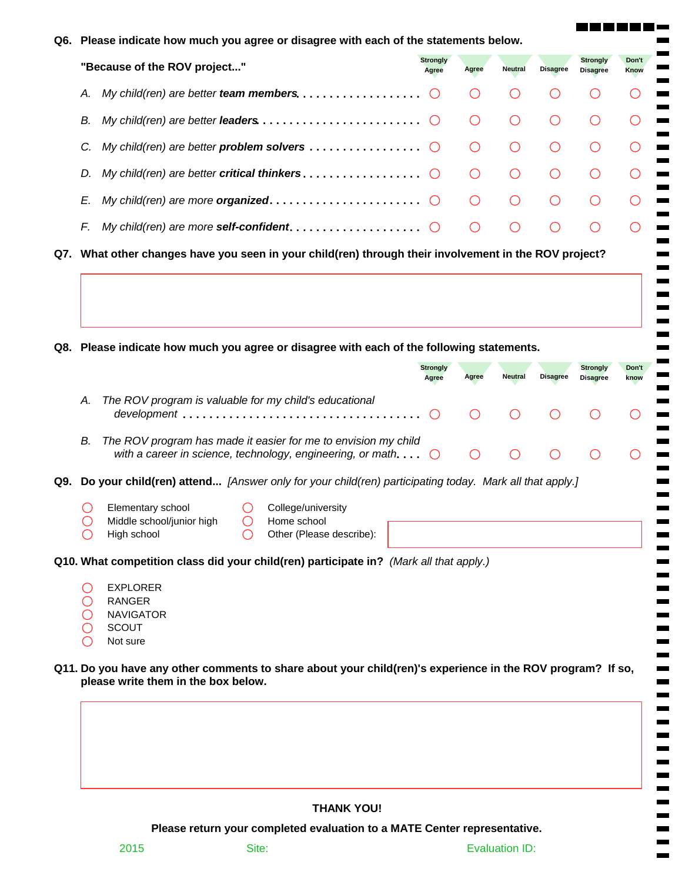**Q6. Please indicate how much you agree or disagree with each of the statements below.**

| **"Because of the ROV project..."** | Strongly Agree | Agree | Neutral | Disagree | Strongly Disagree | Don't Know |
|---|---|---|---|---|---|---|
| *A. My child(ren) are better **team members*** | ○ | ○ | ○ | ○ | ○ | ○ |
| *B. My child(ren) are better **leaders*** | ○ | ○ | ○ | ○ | ○ | ○ |
| *C. My child(ren) are better **problem solvers*** | ○ | ○ | ○ | ○ | ○ | ○ |
| *D. My child(ren) are better **critical thinkers*** | ○ | ○ | ○ | ○ | ○ | ○ |
| *E. My child(ren) are more **organized*** | ○ | ○ | ○ | ○ | ○ | ○ |
| *F. My child(ren) are more **self-confident*** | ○ | ○ | ○ | ○ | ○ | ○ |

**Q7. What other changes have you seen in your child(ren) through their involvement in the ROV project?**

**Q8. Please indicate how much you agree or disagree with each of the following statements.**

| | Strongly Agree | Agree | Neutral | Disagree | Strongly Disagree | Don't know |
|---|---|---|---|---|---|---|
| *A. The ROV program is valuable for my child's educational development* | ○ | ○ | ○ | ○ | ○ | ○ |
| *B. The ROV program has made it easier for me to envision my child with a career in science, technology, engineering, or math.* | ○ | ○ | ○ | ○ | ○ | ○ |

**Q9. Do your child(ren) attend...** *[Answer only for your child(ren) participating today. Mark all that apply.]*

- ○ Elementary school
- ○ Middle school/junior high
- ○ High school
- ○ College/university
- ○ Home school
- ○ Other (Please describe):

**Q10. What competition class did your child(ren) participate in?** *(Mark all that apply.)*

- ○ EXPLORER
- ○ RANGER
- ○ NAVIGATOR
- ○ SCOUT
- ○ Not sure

**Q11. Do you have any other comments to share about your child(ren)'s experience in the ROV program? If so, please write them in the box below.**

**THANK YOU!**

**Please return your completed evaluation to a MATE Center representative.**

2015 Site: Evaluation ID: